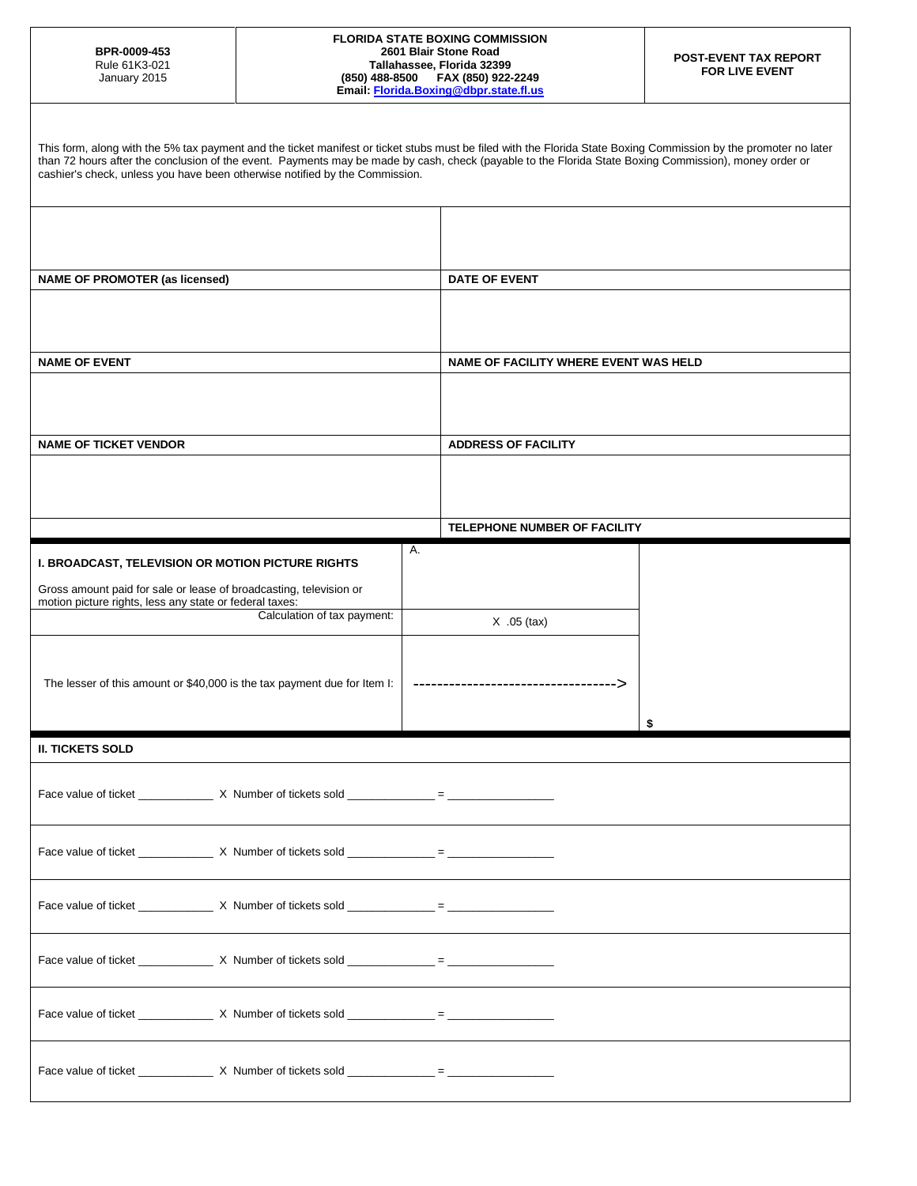| BPR-0009-453<br>Rule 61K3-021<br>January 2015 | **FLORIDA STATE BOXING COMMISSION**<br>**2601 Blair Stone Road**<br>**Tallahassee, Florida 32399**<br>**(850) 488-8500 FAX (850) 922-2249**<br>**Email: Florida.Boxing@dbpr.state.fl.us** | **POST-EVENT TAX REPORT FOR LIVE EVENT** |
|---|---|---|

This form, along with the 5% tax payment and the ticket manifest or ticket stubs must be filed with the Florida State Boxing Commission by the promoter no later than 72 hours after the conclusion of the event. Payments may be made by cash, check (payable to the Florida State Boxing Commission), money order or cashier's check, unless you have been otherwise notified by the Commission.

| | |
|---|---|
| **NAME OF PROMOTER (as licensed)** | **DATE OF EVENT** |
| | |
| **NAME OF EVENT** | **NAME OF FACILITY WHERE EVENT WAS HELD** |
| | |
| **NAME OF TICKET VENDOR** | **ADDRESS OF FACILITY** |
| | |
| | **TELEPHONE NUMBER OF FACILITY** |

| | | |
|---|---|---|
| **I. BROADCAST, TELEVISION OR MOTION PICTURE RIGHTS**<br><br>Gross amount paid for sale or lease of broadcasting, television or motion picture rights, less any state or federal taxes: | A. | |
| Calculation of tax payment: | X .05 (tax) | |
| The lesser of this amount or $40,000 is the tax payment due for Item I: | ---------------------------------> | $ |

**II. TICKETS SOLD**

Face value of ticket ____________ X Number of tickets sold ______________ = ________________

Face value of ticket ____________ X Number of tickets sold ______________ = ________________

Face value of ticket ____________ X Number of tickets sold ______________ = ________________

Face value of ticket ____________ X Number of tickets sold ______________ = ________________

Face value of ticket ____________ X Number of tickets sold ______________ = ________________

Face value of ticket ____________ X Number of tickets sold ______________ = ________________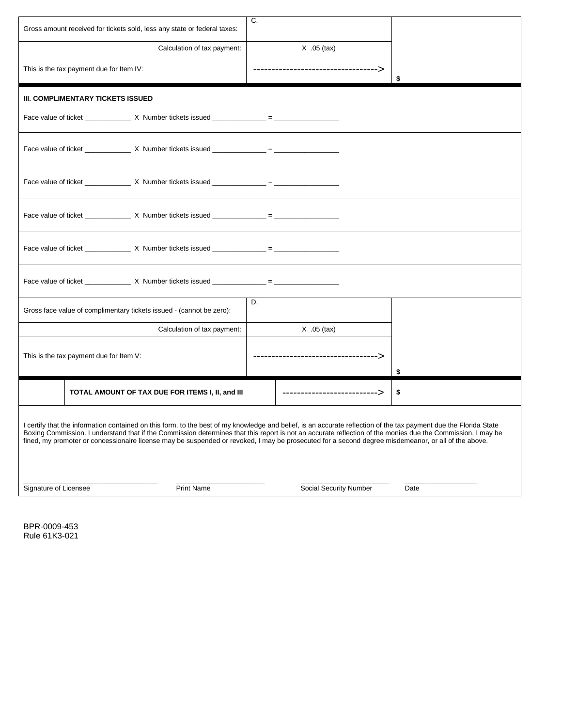| | | |
|---|---|---|
| Gross amount received for tickets sold, less any state or federal taxes: | C. | |
| Calculation of tax payment: | X .05 (tax) | |
| This is the tax payment due for Item IV: | ---------------------------------> | $ |

**III. COMPLIMENTARY TICKETS ISSUED**

Face value of ticket ____________ X Number tickets issued _____________ = ________________

Face value of ticket ____________ X Number tickets issued _____________ = ________________

Face value of ticket ____________ X Number tickets issued _____________ = ________________

Face value of ticket ____________ X Number tickets issued _____________ = ________________

Face value of ticket ____________ X Number tickets issued _____________ = ________________

Face value of ticket ____________ X Number tickets issued _____________ = ________________

| | | |
|---|---|---|
| Gross face value of complimentary tickets issued - (cannot be zero): | D. | |
| Calculation of tax payment: | X .05 (tax) | |
| This is the tax payment due for Item V: | ---------------------------------> | $ |

| | | | |
|---|---|---|---|
| | **TOTAL AMOUNT OF TAX DUE FOR ITEMS I, II, and III** | --------------------------> | $ |

I certify that the information contained on this form, to the best of my knowledge and belief, is an accurate reflection of the tax payment due the Florida State Boxing Commission. I understand that if the Commission determines that this report is not an accurate reflection of the monies due the Commission, I may be fined, my promoter or concessionaire license may be suspended or revoked, I may be prosecuted for a second degree misdemeanor, or all of the above.

_______________________________ _______________________ _______________________ ___________________

Signature of Licensee Print Name Social Security Number Date

BPR-0009-453
Rule 61K3-021